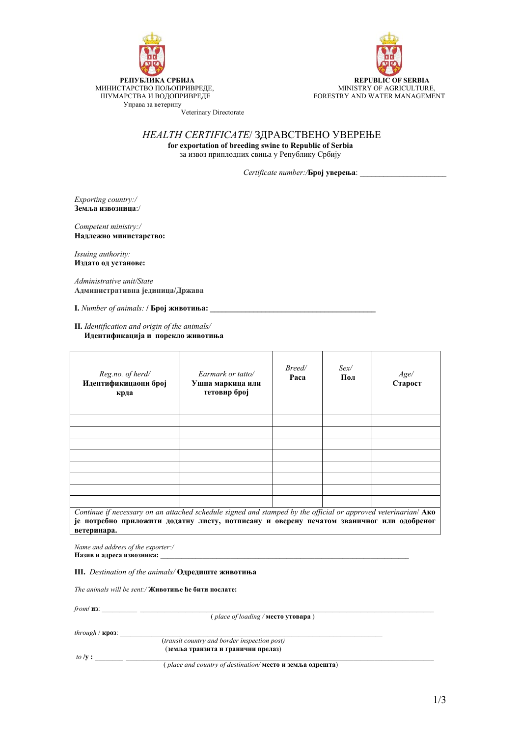**РЕПУБЛИКА СРБИЈА**
МИНИСТАРСТВО ПОЉОПРИВРЕДЕ,
ШУМАРСТВА И ВОДОПРИВРЕДЕ
Управа за ветерину

**REPUBLIC OF SERBIA**
MINISTRY OF AGRICULTURE,
FORESTRY AND WATER MANAGEMENT
Veterinary Directorate

# *HEALTH CERTIFICATE*/ ЗДРАВСТВЕНО УВЕРЕЊЕ

**for exportation of breeding swine to Republic of Serbia**
за извоз приплодних свиња у Републику Србију

*Certificate number:*/**Број уверења**: ______________________

*Exporting country:*/
**Земља извозница**:/

*Competent ministry:*/
**Надлежно министарство:**

*Issuing authority:*
**Издато од установе:**

*Administrative unit/State*
**Административна јединица/Држава**

**I.** *Number of animals:* **/ Број животиња: ___________________________________________**

**II.** *Identification and origin of the animals/*
**Идентификација и порекло животиња**

| *Reg.no. of herd/* **Идентификицаони број крда** | *Earmark or tatto/* **Ушна маркица или тетовир број** | *Breed/* **Раса** | *Sex/* **Пол** | *Age/* **Старост** |
|---|---|---|---|---|
| | | | | |
| | | | | |
| | | | | |
| | | | | |
| | | | | |
| | | | | |
| | | | | |
| | | | | |
| *Continue if necessary on an attached schedule signed and stamped by the official or approved veterinarian*/ **Ако је потребно приложити додатну листу, потписану и оверену печатом званичног или одобреног ветеринара.** | | | | |

*Name and address of the exporter:*/
**Назив и адреса извозника:** ______________________________________________________________________

**III.** *Destination of the animals/* **Одредиште животиња**

*The animals will be sent:/* **Животиње ће бити послате:**

*from*/ **из**: __________ ________________________________________________________________________________
( *place of loading /* **место утовара** )

*through* / **кроз**: ______________________________________________________________________
(*transit country and border inspection post)*
**(земља транзита и гранични прелаз)**

*to* /**у :** ________ ____________________________________________________________________________________
( *place and country of destination/* **место и земља одрешта**)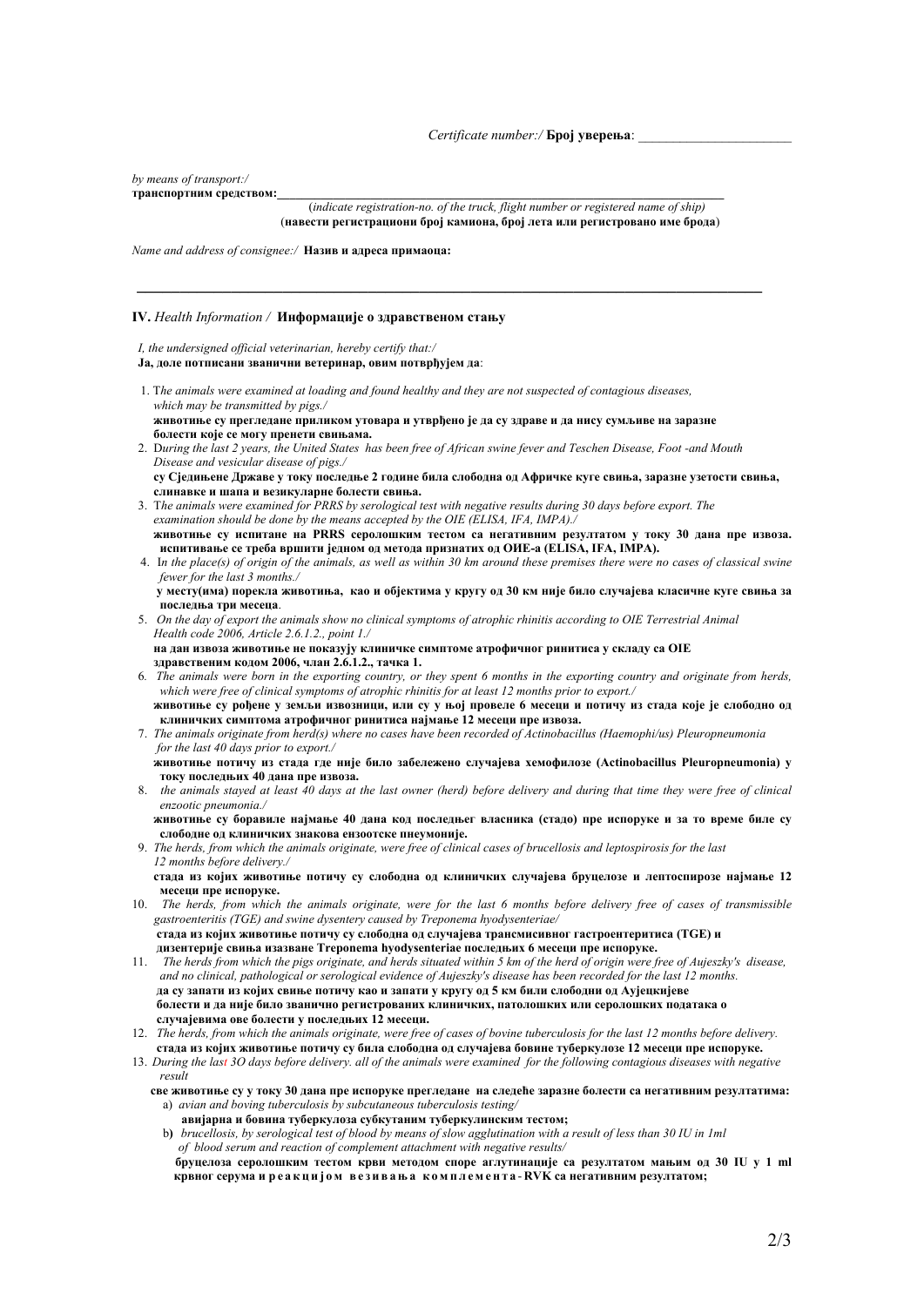*Certificate number:/* **Број уверења**: ______________________

*by means of transport:/*
**транспортним средством:**______________________________________________________________

(*indicate registration-no. of the truck, flight number or registered name of ship)*
(**навести регистрациони број камиона, број лета или регистровано име брода**)

*Name and address of consignee:/* **Назив и адреса примаоца:**

______________________________________________________________________________________

**IV.** *Health Information /* **Информације о здравственом стању**

*I, the undersigned official veterinarian, hereby certify that:/*
**Ја, доле потписани званични ветеринар, овим потврђујем да**:

1. *The animals were examined at loading and found healthy and they are not suspected of contagious diseases, which may be transmitted by pigs./*
   **животиње су прегледане приликом утовара и утврђено је да су здраве и да нису сумљиве на заразне болести које се могу пренети свињама.**
2. *During the last 2 years, the United States has been free of African swine fever and Teschen Disease, Foot -and Mouth Disease and vesicular disease of pigs./*
   **су Сједињене Државе у току последње 2 године била слободна од Афричке куге свиња, заразне узетости свиња, слинавке и шапа и везикуларне болести свиња.**
3. *The animals were examined for PRRS by serological test with negative results during 30 days before export. The examination should be done by the means accepted by the OIE (ELISA, IFA, IMPA)./*
   **животиње су испитане на PRRS серолошким тестом са негативним резултатом у току 30 дана пре извоза. испитивање се треба вршити једном од метода признатих од ОИЕ-а (ELISA, IFA, IMPA).**
4. *In the place(s) of origin of the animals, as well as within 30 km around these premises there were no cases of classical swine fewer for the last 3 months./*
   **у месту(има) порекла животиња, као и објектима у кругу од 30 км није било случајева класичне куге свиња за последња три месеца**.
5. *On the day of export the animals show no clinical symptoms of atrophic rhinitis according to OIE Terrestrial Animal Health code 2006, Article 2.6.1.2., point 1./*
   **на дан извоза животиње не показују клиничке симптоме атрофичног ринитиса у складу са OIE здравственим кодом 2006, члан 2.6.1.2., тачка 1.**
6. *The animals were born in the exporting country, or they spent 6 months in the exporting country and originate from herds, which were free of clinical symptoms of atrophic rhinitis for at least 12 months prior to export./*
   **животиње су рођене у земљи извозници, или су у њој провеле 6 месеци и потичу из стада које је слободно од клиничких симптома атрофичног ринитиса најмање 12 месеци пре извоза.**
7. *The animals originate from herd(s) where no cases have been recorded of Actinobacillus (Haemophi/us) Pleuropneumonia for the last 40 days prior to export./*
   **животиње потичу из стада где није било забележено случајева хемофилозе (Actinobacillus Pleuropneumonia) у току последњих 40 дана пре извоза.**
8. *the animals stayed at least 40 days at the last owner (herd) before delivery and during that time they were free of clinical enzootic pneumonia./*
   **животиње су боравиле најмање 40 дана код последњег власника (стадо) пре испоруке и за то време биле су слободне од клиничких знакова ензоотске пнеумоније.**
9. *The herds, from which the animals originate, were free of clinical cases of brucellosis and leptospirosis for the last 12 months before delivery./*
   **стада из којих животиње потичу су слободна од клиничких случајева бруцелозе и лептоспирозе најмање 12 месеци пре испоруке.**
10. *The herds, from which the animals originate, were for the last 6 months before delivery free of cases of transmissible gastroenteritis (TGE) and swine dysentery caused by Treponema hyodysenteriae/*
    **стада из којих животиње потичу су слободна од случајева трансмисивног гастроентеритиса (TGE) и дизентерије свиња изазване Treponema hyodysenteriae последњих 6 месеци пре испоруке.**
11. *The herds from which the pigs originate, and herds situated within 5 km of the herd of origin were free of Aujeszky's disease, and no clinical, pathological or serological evidence of Aujeszky's disease has been recorded for the last 12 months.*
    **да су запати из којих свиње потичу као и запати у кругу од 5 км били слободни од Аујецкијеве болести и да није било званично регистрованих клиничких, патолошких или серолошких података о случајевима ове болести у последњих 12 месеци.**
12. *The herds, from which the animals originate, were free of cases of bovine tuberculosis for the last 12 months before delivery.*
    **стада из којих животиње потичу су била слободна од случајева бовине туберкулозе 12 месеци пре испоруке.**
13. *During the last 3O days before delivery. all of the animals were examined for the following contagious diseases with negative result*
    **све животиње су у току 30 дана пре испоруке прегледане на следеће заразне болести са негативним резултатима:**
    a) *avian and boving tuberculosis by subcutaneous tuberculosis testing/*
       **авијарна и бовина туберкулоза субкутаним туберкулинским тестом;**
    b) *brucellosis, by serological test of blood by means of slow agglutination with a result of less than 30 IU in 1ml of blood serum and reaction of complement attachment with negative results/*
       **бруцелоза серолошким тестом крви методом споре аглутинације са резултатом мањим од 30 IU у 1 ml крвног серума и реакцијом везивања комплемента-RVK са негативним резултатом;**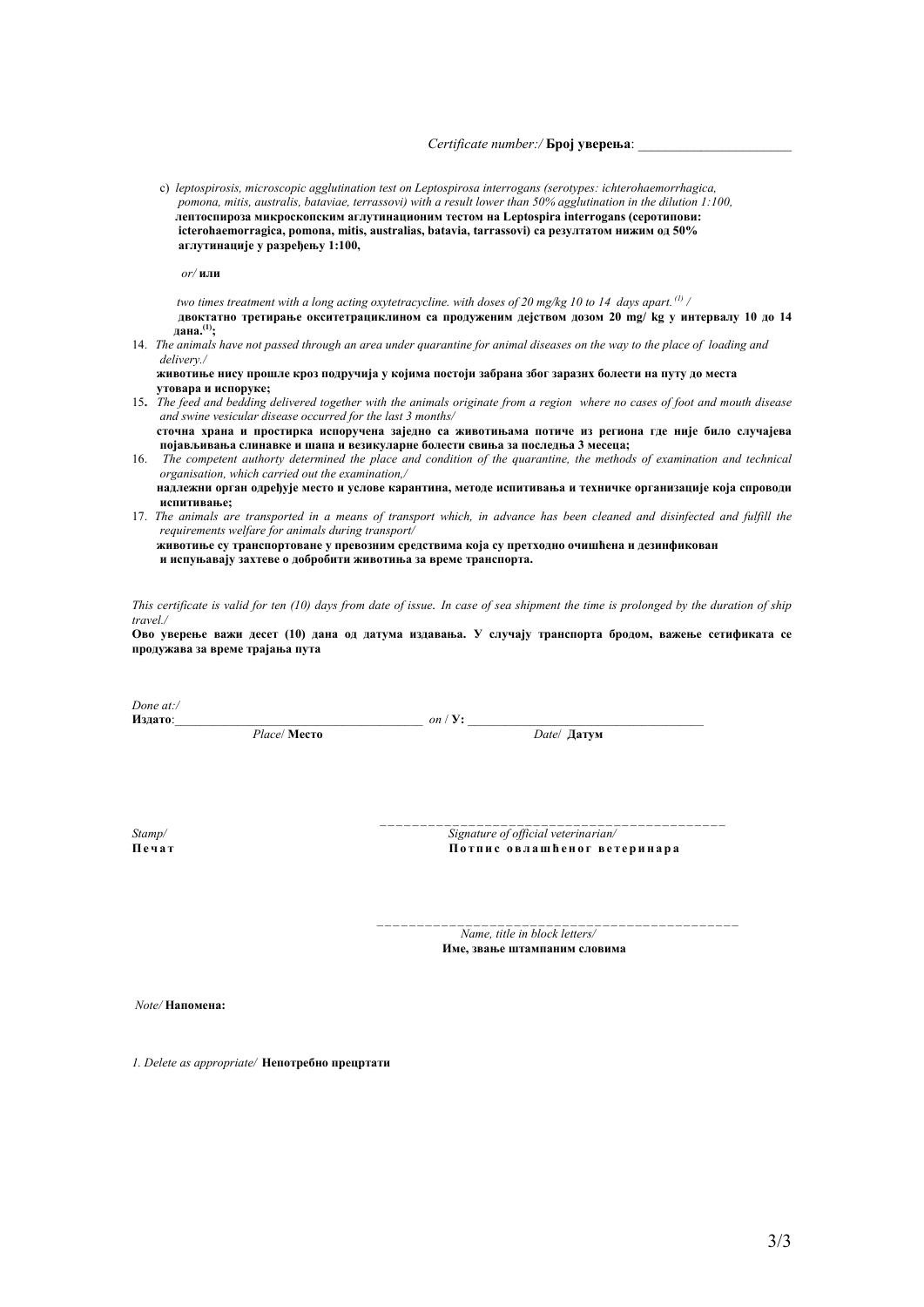*Certificate number:/* **Број уверења**: \_\_\_\_\_\_\_\_\_\_\_\_\_\_\_\_\_\_\_\_\_\_

c) *leptospirosis, microscopic agglutination test on Leptospirosa interrogans (serotypes: ichterohaemorrhagica, pomona, mitis, australis, bataviae, terrassovi) with a result lower than 50% agglutination in the dilution 1:100,*
**лептоспироза микроскопским аглутинационим тестом на Leptospira interrogans (серотипови: icterohaemorragica, pomona, mitis, australias, batavia, tarrassovi) са резултатом нижим од 50% аглутинације у разређењу 1:100,**

*or/* **или**

*two times treatment with a long acting oxytetracycline. with doses of 20 mg/kg 10 to 14 days apart.* [(1)] /
**двократно третирање окситетрациклином са продуженим дејством дозом 20 mg/ kg у интервалу 10 до 14 дана.**[(1)]**;**

14. *The animals have not passed through an area under quarantine for animal diseases on the way to the place of loading and delivery./*
**животиње нису прошле кроз подручија у којима постоји забрана због заразнх болести на путу до места утовара и испоруке;**
15. *The feed and bedding delivered together with the animals originate from a region where no cases of foot and mouth disease and swine vesicular disease occurred for the last 3 months/*
**сточна храна и простирка испоручена заједно са животињама потиче из региона где није било случајева појављивања слинавке и шапа и везикуларне болести свиња за последња 3 месеца;**
16. *The competent authorty determined the place and condition of the quarantine, the methods of examination and technical organisation, which carried out the examination,/*
**надлежни орган одређује место и услове карантина, методе испитивања и техничке организације која спроводи испитивање;**
17. *The animals are transported in a means of transport which, in advance has been cleaned and disinfected and fulfill the requirements welfare for animals during transport/*
**животиње су транспортоване у превозним средствима која су претходно очишћена и дезинфикован и испуњавају захтеве о добробити животиња за време транспорта.**

*This certificate is valid for ten (10) days from date of issue. In case of sea shipment the time is prolonged by the duration of ship travel./*
**Ово уверење важи десет (10) дана од датума издавања. У случају транспорта бродом, важење сетификата се продужава за време трајања пута**

*Done at:/*
**Издато**:\_\_\_\_\_\_\_\_\_\_\_\_\_\_\_\_\_\_\_\_\_\_\_\_\_\_\_\_\_\_\_\_\_\_\_\_\_\_\_\_ *on* / **У:** \_\_\_\_\_\_\_\_\_\_\_\_\_\_\_\_\_\_\_\_\_\_\_\_\_\_\_\_\_\_\_\_\_\_\_\_\_\_
*Place*/ **Место** *Date*/ **Датум**

\_\_\_\_\_\_\_\_\_\_\_\_\_\_\_\_\_\_\_\_\_\_\_\_\_\_\_\_\_\_\_\_\_\_\_\_\_\_\_\_\_\_\_\_

*Stamp/* *Signature of official veterinarian/*
**Печат** **Потпис овлашћеног ветеринара**

\_\_\_\_\_\_\_\_\_\_\_\_\_\_\_\_\_\_\_\_\_\_\_\_\_\_\_\_\_\_\_\_\_\_\_\_\_\_\_\_\_\_\_\_

*Name, title in block letters/*
**Име, звање штампаним словима**

*Note/* **Напомена:**

*1. Delete as appropriate/* **Непотребно прецртати**